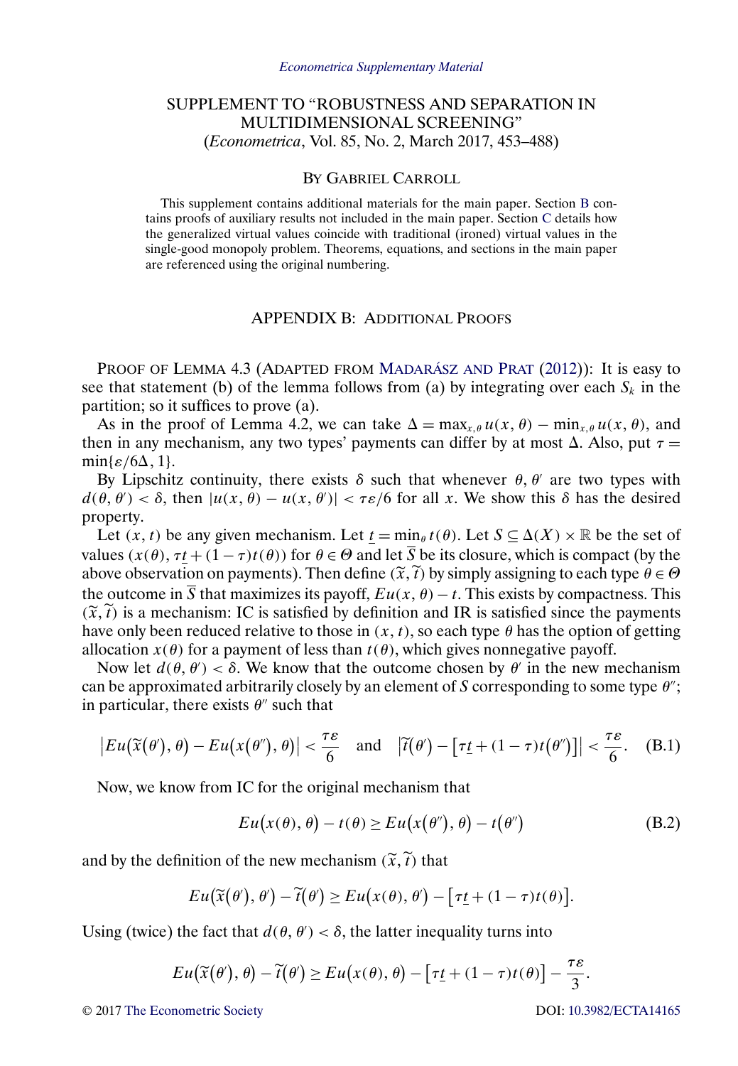*Econometrica Supplementary Material*

# SUPPLEMENT TO "ROBUSTNESS AND SEPARATION IN MULTIDIMENSIONAL SCREENING"

(*Econometrica*, Vol. 85, No. 2, March 2017, 453–488)

BY GABRIEL CARROLL

This supplement contains additional materials for the main paper. Section B contains proofs of auxiliary results not included in the main paper. Section C details how the generalized virtual values coincide with traditional (ironed) virtual values in the single-good monopoly problem. Theorems, equations, and sections in the main paper are referenced using the original numbering.

## APPENDIX B: ADDITIONAL PROOFS

PROOF OF LEMMA 4.3 (ADAPTED FROM MADARÁSZ AND PRAT (2012)): It is easy to see that statement (b) of the lemma follows from (a) by integrating over each $S_k$ in the partition; so it suffices to prove (a).

As in the proof of Lemma 4.2, we can take $\Delta = \max_{x,\theta} u(x, \theta) - \min_{x,\theta} u(x, \theta)$, and then in any mechanism, any two types' payments can differ by at most $\Delta$. Also, put $\tau = \min\{\varepsilon/6\Delta, 1\}$.

By Lipschitz continuity, there exists $\delta$ such that whenever $\theta, \theta'$ are two types with $d(\theta, \theta') < \delta$, then $|u(x, \theta) - u(x, \theta')| < \tau\varepsilon/6$ for all $x$. We show this $\delta$ has the desired property.

Let $(x, t)$ be any given mechanism. Let $\underline{t} = \min_\theta t(\theta)$. Let $S \subseteq \Delta(X) \times \mathbb{R}$ be the set of values $(x(\theta), \tau\underline{t} + (1-\tau)t(\theta))$ for $\theta \in \Theta$ and let $\overline{S}$ be its closure, which is compact (by the above observation on payments). Then define $(\widetilde{x}, \widetilde{t})$ by simply assigning to each type $\theta \in \Theta$ the outcome in $\overline{S}$ that maximizes its payoff, $Eu(x, \theta) - t$. This exists by compactness. This $(\widetilde{x}, \widetilde{t})$ is a mechanism: IC is satisfied by definition and IR is satisfied since the payments have only been reduced relative to those in $(x, t)$, so each type $\theta$ has the option of getting allocation $x(\theta)$ for a payment of less than $t(\theta)$, which gives nonnegative payoff.

Now let $d(\theta, \theta') < \delta$. We know that the outcome chosen by $\theta'$ in the new mechanism can be approximated arbitrarily closely by an element of $S$ corresponding to some type $\theta''$; in particular, there exists $\theta''$ such that

$$\left|Eu(\widetilde{x}(\theta'), \theta) - Eu(x(\theta''), \theta)\right| < \frac{\tau\varepsilon}{6} \quad \text{and} \quad \left|\widetilde{t}(\theta') - \left[\tau\underline{t} + (1-\tau)t(\theta'')\right]\right| < \frac{\tau\varepsilon}{6}. \tag{B.1}$$

Now, we know from IC for the original mechanism that

$$Eu(x(\theta), \theta) - t(\theta) \geq Eu(x(\theta''), \theta) - t(\theta'') \tag{B.2}$$

and by the definition of the new mechanism $(\widetilde{x}, \widetilde{t})$ that

$$Eu(\widetilde{x}(\theta'), \theta') - \widetilde{t}(\theta') \geq Eu(x(\theta), \theta') - \left[\tau\underline{t} + (1-\tau)t(\theta)\right].$$

Using (twice) the fact that $d(\theta, \theta') < \delta$, the latter inequality turns into

$$Eu(\widetilde{x}(\theta'), \theta) - \widetilde{t}(\theta') \geq Eu(x(\theta), \theta) - \left[\tau\underline{t} + (1-\tau)t(\theta)\right] - \frac{\tau\varepsilon}{3}.$$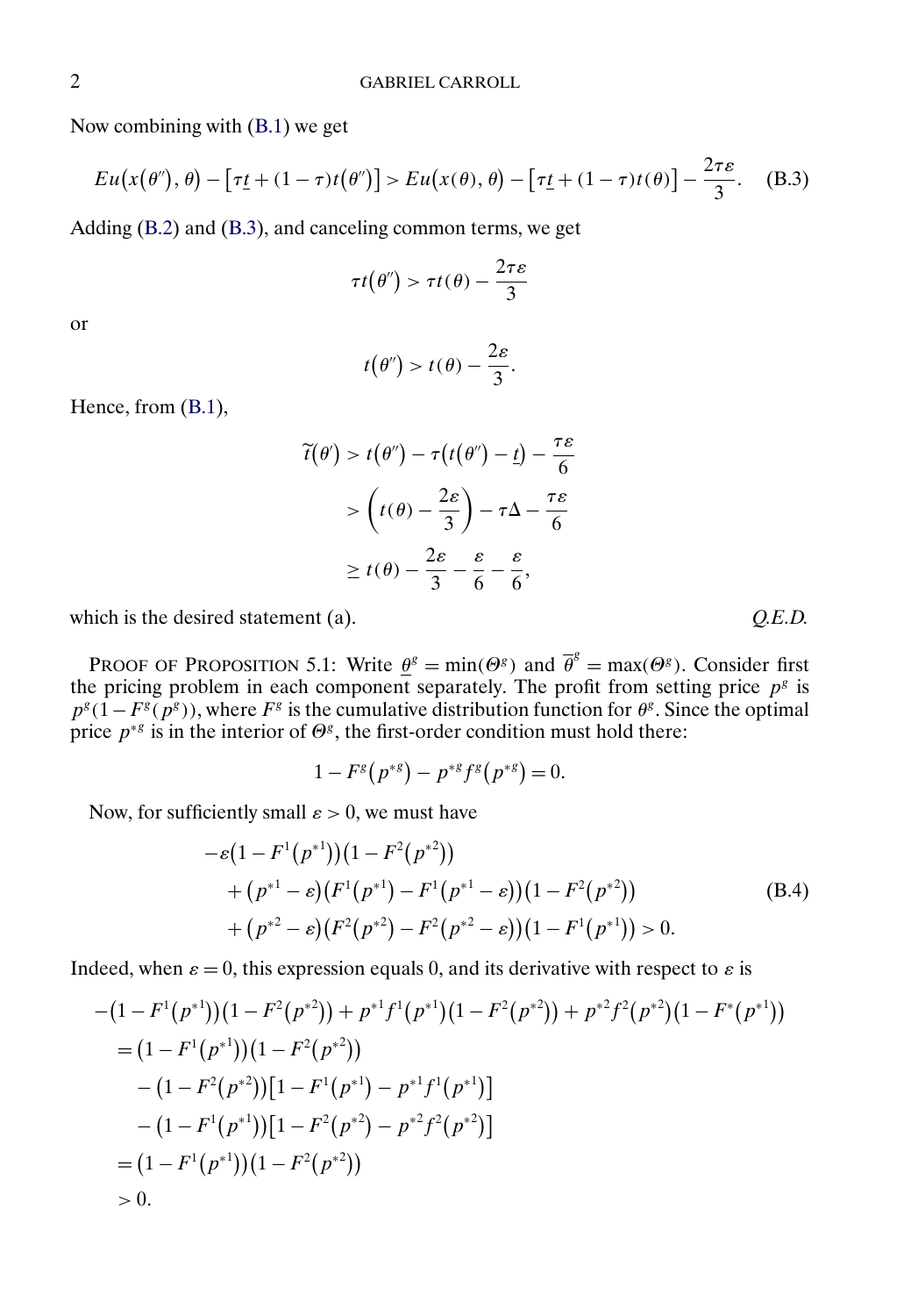Now combining with (B.1) we get

$$Eu(x(\theta''), \theta) - [\tau \underline{t} + (1-\tau)t(\theta'')] > Eu(x(\theta), \theta) - [\tau \underline{t} + (1-\tau)t(\theta)] - \frac{2\tau\varepsilon}{3}. \quad \text{(B.3)}$$

Adding (B.2) and (B.3), and canceling common terms, we get

$$\tau t(\theta'') > \tau t(\theta) - \frac{2\tau\varepsilon}{3}$$

or

$$t(\theta'') > t(\theta) - \frac{2\varepsilon}{3}.$$

Hence, from (B.1),

$$\begin{aligned}
\widetilde{t}(\theta') &> t(\theta'') - \tau(t(\theta'') - \underline{t}) - \frac{\tau\varepsilon}{6} \\
&> \left(t(\theta) - \frac{2\varepsilon}{3}\right) - \tau\Delta - \frac{\tau\varepsilon}{6} \\
&\geq t(\theta) - \frac{2\varepsilon}{3} - \frac{\varepsilon}{6} - \frac{\varepsilon}{6},
\end{aligned}$$

which is the desired statement (a). *Q.E.D.*

Proof of Proposition 5.1: Write $\underline{\theta}^g = \min(\Theta^g)$ and $\overline{\theta}^g = \max(\Theta^g)$. Consider first the pricing problem in each component separately. The profit from setting price $p^g$ is $p^g(1-F^g(p^g))$, where $F^g$ is the cumulative distribution function for $\theta^g$. Since the optimal price $p^{*g}$ is in the interior of $\Theta^g$, the first-order condition must hold there:

$$1 - F^g(p^{*g}) - p^{*g} f^g(p^{*g}) = 0.$$

Now, for sufficiently small $\varepsilon > 0$, we must have

$$\begin{aligned}
&-\varepsilon(1-F^1(p^{*1}))(1-F^2(p^{*2})) \\
&\quad + (p^{*1}-\varepsilon)(F^1(p^{*1}) - F^1(p^{*1}-\varepsilon))(1-F^2(p^{*2})) \\
&\quad + (p^{*2}-\varepsilon)(F^2(p^{*2}) - F^2(p^{*2}-\varepsilon))(1-F^1(p^{*1})) > 0.
\end{aligned} \quad \text{(B.4)}$$

Indeed, when $\varepsilon = 0$, this expression equals 0, and its derivative with respect to $\varepsilon$ is

$$\begin{aligned}
&-(1-F^1(p^{*1}))(1-F^2(p^{*2})) + p^{*1}f^1(p^{*1})(1-F^2(p^{*2})) + p^{*2}f^2(p^{*2})(1-F^*(p^{*1})) \\
&= (1-F^1(p^{*1}))(1-F^2(p^{*2})) \\
&\quad - (1-F^2(p^{*2}))[1-F^1(p^{*1}) - p^{*1}f^1(p^{*1})] \\
&\quad - (1-F^1(p^{*1}))[1-F^2(p^{*2}) - p^{*2}f^2(p^{*2})] \\
&= (1-F^1(p^{*1}))(1-F^2(p^{*2})) \\
&> 0.
\end{aligned}$$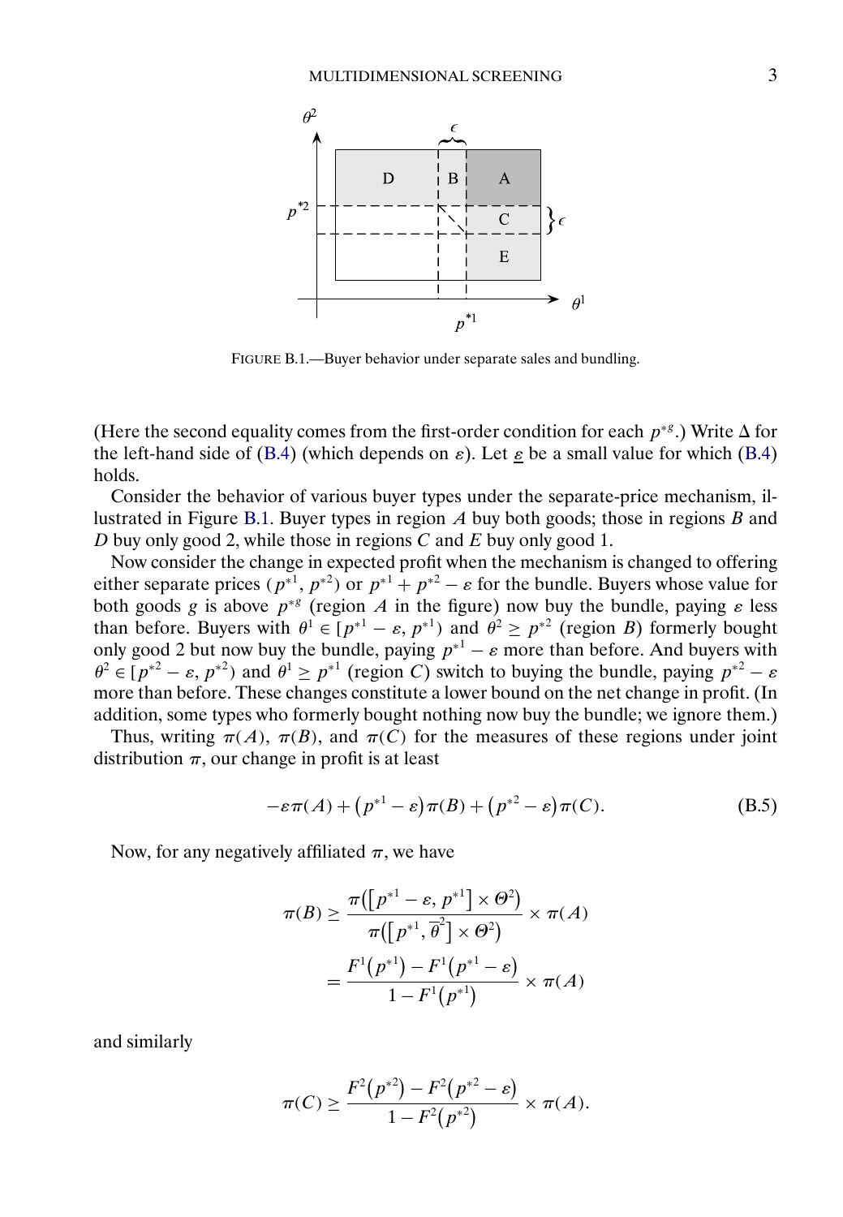FIGURE B.1.—Buyer behavior under separate sales and bundling.

(Here the second equality comes from the first-order condition for each $p^{*g}$.) Write $\Delta$ for the left-hand side of (B.4) (which depends on $\varepsilon$). Let $\underline{\varepsilon}$ be a small value for which (B.4) holds.

Consider the behavior of various buyer types under the separate-price mechanism, illustrated in Figure B.1. Buyer types in region $A$ buy both goods; those in regions $B$ and $D$ buy only good 2, while those in regions $C$ and $E$ buy only good 1.

Now consider the change in expected profit when the mechanism is changed to offering either separate prices $(p^{*1}, p^{*2})$ or $p^{*1} + p^{*2} - \varepsilon$ for the bundle. Buyers whose value for both goods $g$ is above $p^{*g}$ (region $A$ in the figure) now buy the bundle, paying $\varepsilon$ less than before. Buyers with $\theta^1 \in [p^{*1} - \varepsilon, p^{*1})$ and $\theta^2 \geq p^{*2}$ (region $B$) formerly bought only good 2 but now buy the bundle, paying $p^{*1} - \varepsilon$ more than before. And buyers with $\theta^2 \in [p^{*2} - \varepsilon, p^{*2})$ and $\theta^1 \geq p^{*1}$ (region $C$) switch to buying the bundle, paying $p^{*2} - \varepsilon$ more than before. These changes constitute a lower bound on the net change in profit. (In addition, some types who formerly bought nothing now buy the bundle; we ignore them.)

Thus, writing $\pi(A)$, $\pi(B)$, and $\pi(C)$ for the measures of these regions under joint distribution $\pi$, our change in profit is at least

$$-\varepsilon\pi(A) + \left(p^{*1} - \varepsilon\right)\pi(B) + \left(p^{*2} - \varepsilon\right)\pi(C). \tag{B.5}$$

Now, for any negatively affiliated $\pi$, we have

$$\begin{aligned}\pi(B) &\geq \frac{\pi\left(\left[p^{*1} - \varepsilon, p^{*1}\right] \times \Theta^2\right)}{\pi\left(\left[p^{*1}, \overline{\theta}^2\right] \times \Theta^2\right)} \times \pi(A) \\ &= \frac{F^1\left(p^{*1}\right) - F^1\left(p^{*1} - \varepsilon\right)}{1 - F^1\left(p^{*1}\right)} \times \pi(A)\end{aligned}$$

and similarly

$$\pi(C) \geq \frac{F^2\left(p^{*2}\right) - F^2\left(p^{*2} - \varepsilon\right)}{1 - F^2\left(p^{*2}\right)} \times \pi(A).$$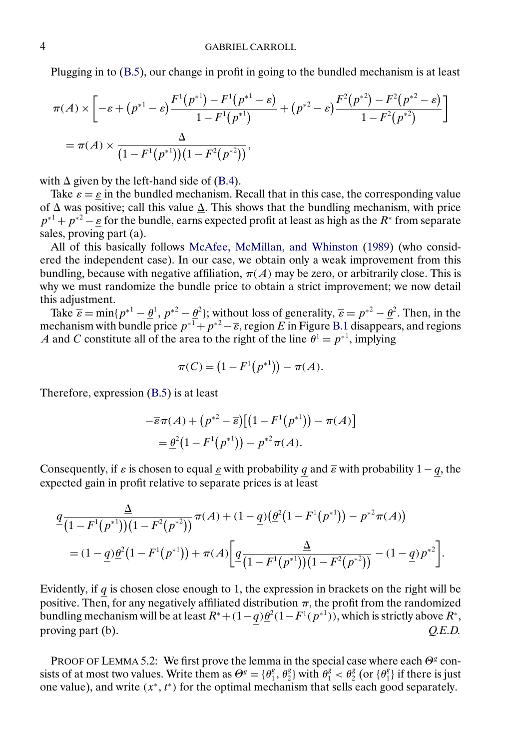Plugging in to (B.5), our change in profit in going to the bundled mechanism is at least

$$\pi(A) \times \left[-\varepsilon + \left(p^{*1} - \varepsilon\right)\frac{F^1\left(p^{*1}\right) - F^1\left(p^{*1} - \varepsilon\right)}{1 - F^1\left(p^{*1}\right)} + \left(p^{*2} - \varepsilon\right)\frac{F^2\left(p^{*2}\right) - F^2\left(p^{*2} - \varepsilon\right)}{1 - F^2\left(p^{*2}\right)}\right]$$
$$= \pi(A) \times \frac{\Delta}{\left(1 - F^1\left(p^{*1}\right)\right)\left(1 - F^2\left(p^{*2}\right)\right)},$$

with $\Delta$ given by the left-hand side of (B.4).

Take $\varepsilon = \underline{\varepsilon}$ in the bundled mechanism. Recall that in this case, the corresponding value of $\Delta$ was positive; call this value $\underline{\Delta}$. This shows that the bundling mechanism, with price $p^{*1} + p^{*2} - \underline{\varepsilon}$ for the bundle, earns expected profit at least as high as the $R^*$ from separate sales, proving part (a).

All of this basically follows McAfee, McMillan, and Whinston (1989) (who considered the independent case). In our case, we obtain only a weak improvement from this bundling, because with negative affiliation, $\pi(A)$ may be zero, or arbitrarily close. This is why we must randomize the bundle price to obtain a strict improvement; we now detail this adjustment.

Take $\overline{\varepsilon} = \min\{p^{*1} - \underline{\theta}^1, p^{*2} - \underline{\theta}^2\}$; without loss of generality, $\overline{\varepsilon} = p^{*2} - \underline{\theta}^2$. Then, in the mechanism with bundle price $p^{*1} + p^{*2} - \overline{\varepsilon}$, region $E$ in Figure B.1 disappears, and regions $A$ and $C$ constitute all of the area to the right of the line $\theta^1 = p^{*1}$, implying

$$\pi(C) = \left(1 - F^1\left(p^{*1}\right)\right) - \pi(A).$$

Therefore, expression (B.5) is at least

$$-\overline{\varepsilon}\pi(A) + \left(p^{*2} - \overline{\varepsilon}\right)\left[\left(1 - F^1\left(p^{*1}\right)\right) - \pi(A)\right]$$
$$= \underline{\theta}^2\left(1 - F^1\left(p^{*1}\right)\right) - p^{*2}\pi(A).$$

Consequently, if $\varepsilon$ is chosen to equal $\underline{\varepsilon}$ with probability $\underline{q}$ and $\overline{\varepsilon}$ with probability $1 - \underline{q}$, the expected gain in profit relative to separate prices is at least

$$\underline{q}\frac{\underline{\Delta}}{\left(1 - F^1\left(p^{*1}\right)\right)\left(1 - F^2\left(p^{*2}\right)\right)}\pi(A) + (1 - \underline{q})\left(\underline{\theta}^2\left(1 - F^1\left(p^{*1}\right)\right) - p^{*2}\pi(A)\right)$$
$$= (1 - \underline{q})\underline{\theta}^2\left(1 - F^1\left(p^{*1}\right)\right) + \pi(A)\left[\underline{q}\frac{\underline{\Delta}}{\left(1 - F^1\left(p^{*1}\right)\right)\left(1 - F^2\left(p^{*2}\right)\right)} - (1 - \underline{q})p^{*2}\right].$$

Evidently, if $\underline{q}$ is chosen close enough to 1, the expression in brackets on the right will be positive. Then, for any negatively affiliated distribution $\pi$, the profit from the randomized bundling mechanism will be at least $R^* + (1 - \underline{q})\underline{\theta}^2(1 - F^1(p^{*1}))$, which is strictly above $R^*$, proving part (b). *Q.E.D.*

PROOF OF LEMMA 5.2: We first prove the lemma in the special case where each $\Theta^g$ consists of at most two values. Write them as $\Theta^g = \{\theta^g_1, \theta^g_2\}$ with $\theta^g_1 < \theta^g_2$ (or $\{\theta^g_1\}$ if there is just one value), and write $(x^*, t^*)$ for the optimal mechanism that sells each good separately.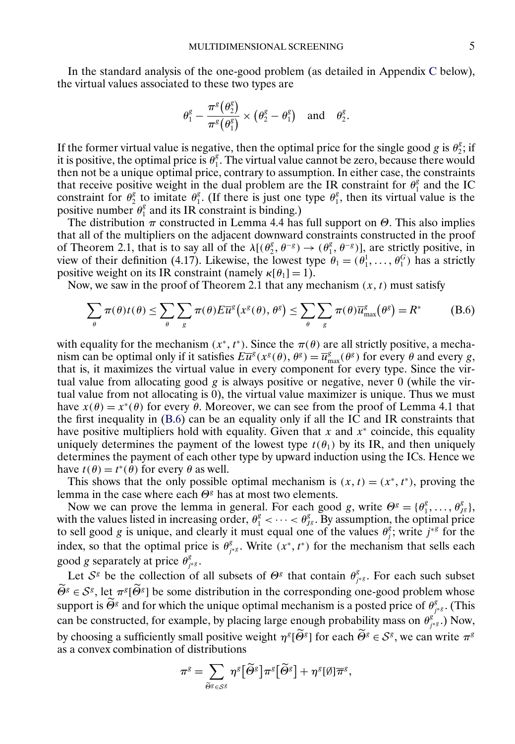In the standard analysis of the one-good problem (as detailed in Appendix C below), the virtual values associated to these two types are

$$\theta_1^g - \frac{\pi^g(\theta_2^g)}{\pi^g(\theta_1^g)} \times (\theta_2^g - \theta_1^g) \quad \text{and} \quad \theta_2^g.$$

If the former virtual value is negative, then the optimal price for the single good $g$ is $\theta_2^g$; if it is positive, the optimal price is $\theta_1^g$. The virtual value cannot be zero, because there would then not be a unique optimal price, contrary to assumption. In either case, the constraints that receive positive weight in the dual problem are the IR constraint for $\theta_1^g$ and the IC constraint for $\theta_2^g$ to imitate $\theta_1^g$. (If there is just one type $\theta_1^g$, then its virtual value is the positive number $\theta_1^g$ and its IR constraint is binding.)

The distribution $\pi$ constructed in Lemma 4.4 has full support on $\Theta$. This also implies that all of the multipliers on the adjacent downward constraints constructed in the proof of Theorem 2.1, that is to say all of the $\lambda[(\theta_2^g, \theta^{-g}) \to (\theta_1^g, \theta^{-g})]$, are strictly positive, in view of their definition (4.17). Likewise, the lowest type $\theta_1 = (\theta_1^1, \dots, \theta_1^G)$ has a strictly positive weight on its IR constraint (namely $\kappa[\theta_1] = 1$).

Now, we saw in the proof of Theorem 2.1 that any mechanism $(x, t)$ must satisfy

$$\sum_\theta \pi(\theta)t(\theta) \le \sum_\theta \sum_g \pi(\theta)E\overline{u}^g(x^g(\theta), \theta^g) \le \sum_\theta \sum_g \pi(\theta)\overline{u}^g_{\max}(\theta^g) = R^* \tag{B.6}$$

with equality for the mechanism $(x^*, t^*)$. Since the $\pi(\theta)$ are all strictly positive, a mechanism can be optimal only if it satisfies $E\overline{u}^g(x^g(\theta), \theta^g) = \overline{u}^g_{\max}(\theta^g)$ for every $\theta$ and every $g$, that is, it maximizes the virtual value in every component for every type. Since the virtual value from allocating good $g$ is always positive or negative, never 0 (while the virtual value from not allocating is 0), the virtual value maximizer is unique. Thus we must have $x(\theta) = x^*(\theta)$ for every $\theta$. Moreover, we can see from the proof of Lemma 4.1 that the first inequality in (B.6) can be an equality only if all the IC and IR constraints that have positive multipliers hold with equality. Given that $x$ and $x^*$ coincide, this equality uniquely determines the payment of the lowest type $t(\theta_1)$ by its IR, and then uniquely determines the payment of each other type by upward induction using the ICs. Hence we have $t(\theta) = t^*(\theta)$ for every $\theta$ as well.

This shows that the only possible optimal mechanism is $(x, t) = (x^*, t^*)$, proving the lemma in the case where each $\Theta^g$ has at most two elements.

Now we can prove the lemma in general. For each good $g$, write $\Theta^g = \{\theta_1^g, \dots, \theta_{J^g}^g\}$, with the values listed in increasing order, $\theta_1^g < \dots < \theta_{J^g}^g$. By assumption, the optimal price to sell good $g$ is unique, and clearly it must equal one of the values $\theta_j^g$; write $j^{*g}$ for the index, so that the optimal price is $\theta_{j^{*g}}^g$. Write $(x^*, t^*)$ for the mechanism that sells each good $g$ separately at price $\theta_{j^{*g}}^g$.

Let $\mathcal{S}^g$ be the collection of all subsets of $\Theta^g$ that contain $\theta_{j^{*g}}^g$. For each such subset $\widetilde{\Theta}^g \in \mathcal{S}^g$, let $\pi^g[\widetilde{\Theta}^g]$ be some distribution in the corresponding one-good problem whose support is $\widetilde{\Theta}^g$ and for which the unique optimal mechanism is a posted price of $\theta_{j^{*g}}^g$. (This can be constructed, for example, by placing large enough probability mass on $\theta_{j^{*g}}^g$.) Now, by choosing a sufficiently small positive weight $\eta^g[\widetilde{\Theta}^g]$ for each $\widetilde{\Theta}^g \in \mathcal{S}^g$, we can write $\pi^g$ as a convex combination of distributions

$$\pi^g = \sum_{\widetilde{\Theta}^g \in \mathcal{S}^g} \eta^g[\widetilde{\Theta}^g]\pi^g[\widetilde{\Theta}^g] + \eta^g[\emptyset]\overline{\pi}^g,$$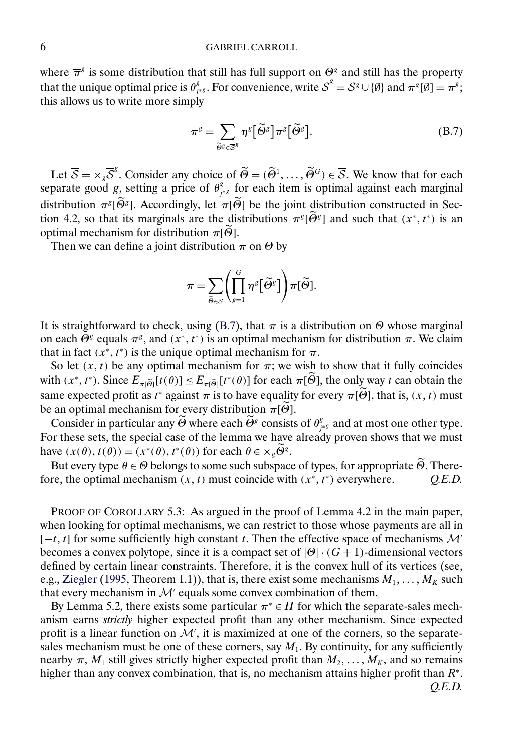where $\overline{\pi}^g$ is some distribution that still has full support on $\Theta^g$ and still has the property that the unique optimal price is $\theta^g_{j^{*g}}$. For convenience, write $\overline{\mathcal{S}}^g = \mathcal{S}^g \cup \{\emptyset\}$ and $\pi^g[\emptyset] = \overline{\pi}^g$; this allows us to write more simply

$$\pi^g = \sum_{\widetilde{\Theta}^g \in \overline{\mathcal{S}}^g} \eta^g\big[\widetilde{\Theta}^g\big]\pi^g\big[\widetilde{\Theta}^g\big]. \tag{B.7}$$

Let $\overline{\mathcal{S}} = \times_g \overline{\mathcal{S}}^g$. Consider any choice of $\widetilde{\Theta} = (\widetilde{\Theta}^1, \ldots, \widetilde{\Theta}^G) \in \overline{\mathcal{S}}$. We know that for each separate good $g$, setting a price of $\theta^g_{j^{*g}}$ for each item is optimal against each marginal distribution $\pi^g[\widetilde{\Theta}^g]$. Accordingly, let $\pi[\widetilde{\Theta}]$ be the joint distribution constructed in Section 4.2, so that its marginals are the distributions $\pi^g[\widetilde{\Theta}^g]$ and such that $(x^*, t^*)$ is an optimal mechanism for distribution $\pi[\widetilde{\Theta}]$.

Then we can define a joint distribution $\pi$ on $\Theta$ by

$$\pi = \sum_{\widetilde{\Theta} \in \mathcal{S}} \left( \prod_{g=1}^{G} \eta^g\big[\widetilde{\Theta}^g\big] \right) \pi[\widetilde{\Theta}].$$

It is straightforward to check, using (B.7), that $\pi$ is a distribution on $\Theta$ whose marginal on each $\Theta^g$ equals $\pi^g$, and $(x^*, t^*)$ is an optimal mechanism for distribution $\pi$. We claim that in fact $(x^*, t^*)$ is the unique optimal mechanism for $\pi$.

So let $(x, t)$ be any optimal mechanism for $\pi$; we wish to show that it fully coincides with $(x^*, t^*)$. Since $E_{\pi[\widetilde{\Theta}]}[t(\theta)] \leq E_{\pi[\widetilde{\Theta}]}[t^*(\theta)]$ for each $\pi[\widetilde{\Theta}]$, the only way $t$ can obtain the same expected profit as $t^*$ against $\pi$ is to have equality for every $\pi[\widetilde{\Theta}]$, that is, $(x, t)$ must be an optimal mechanism for every distribution $\pi[\widetilde{\Theta}]$.

Consider in particular any $\widetilde{\Theta}$ where each $\widetilde{\Theta}^g$ consists of $\theta^g_{j^{*g}}$ and at most one other type. For these sets, the special case of the lemma we have already proven shows that we must have $(x(\theta), t(\theta)) = (x^*(\theta), t^*(\theta))$ for each $\theta \in \times_g \widetilde{\Theta}^g$.

But every type $\theta \in \Theta$ belongs to some such subspace of types, for appropriate $\widetilde{\Theta}$. Therefore, the optimal mechanism $(x, t)$ must coincide with $(x^*, t^*)$ everywhere. *Q.E.D.*

PROOF OF COROLLARY 5.3: As argued in the proof of Lemma 4.2 in the main paper, when looking for optimal mechanisms, we can restrict to those whose payments are all in $[-\overline{t}, \overline{t}]$ for some sufficiently high constant $\overline{t}$. Then the effective space of mechanisms $\mathcal{M}'$ becomes a convex polytope, since it is a compact set of $|\Theta| \cdot (G+1)$-dimensional vectors defined by certain linear constraints. Therefore, it is the convex hull of its vertices (see, e.g., Ziegler (1995, Theorem 1.1)), that is, there exist some mechanisms $M_1, \ldots, M_K$ such that every mechanism in $\mathcal{M}'$ equals some convex combination of them.

By Lemma 5.2, there exists some particular $\pi^* \in \Pi$ for which the separate-sales mechanism earns *strictly* higher expected profit than any other mechanism. Since expected profit is a linear function on $\mathcal{M}'$, it is maximized at one of the corners, so the separate-sales mechanism must be one of these corners, say $M_1$. By continuity, for any sufficiently nearby $\pi$, $M_1$ still gives strictly higher expected profit than $M_2, \ldots, M_K$, and so remains higher than any convex combination, that is, no mechanism attains higher profit than $R^*$. *Q.E.D.*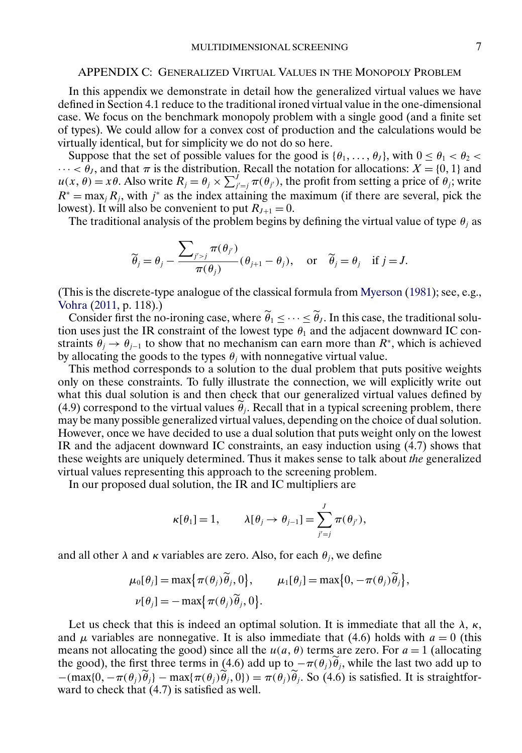## APPENDIX C: GENERALIZED VIRTUAL VALUES IN THE MONOPOLY PROBLEM

In this appendix we demonstrate in detail how the generalized virtual values we have defined in Section 4.1 reduce to the traditional ironed virtual value in the one-dimensional case. We focus on the benchmark monopoly problem with a single good (and a finite set of types). We could allow for a convex cost of production and the calculations would be virtually identical, but for simplicity we do not do so here.

Suppose that the set of possible values for the good is $\{\theta_1, \dots, \theta_J\}$, with $0 \leq \theta_1 < \theta_2 < \dots < \theta_J$, and that $\pi$ is the distribution. Recall the notation for allocations: $X = \{0, 1\}$ and $u(x, \theta) = x\theta$. Also write $R_j = \theta_j \times \sum_{j'=j}^{J} \pi(\theta_{j'})$, the profit from setting a price of $\theta_j$; write $R^* = \max_j R_j$, with $j^*$ as the index attaining the maximum (if there are several, pick the lowest). It will also be convenient to put $R_{J+1} = 0$.

The traditional analysis of the problem begins by defining the virtual value of type $\theta_j$ as

$$\widetilde{\theta}_j = \theta_j - \frac{\sum_{j'>j} \pi(\theta_{j'})}{\pi(\theta_j)}(\theta_{j+1} - \theta_j), \quad \text{or} \quad \widetilde{\theta}_j = \theta_j \quad \text{if } j = J.$$

(This is the discrete-type analogue of the classical formula from Myerson (1981); see, e.g., Vohra (2011, p. 118).)

Consider first the no-ironing case, where $\widetilde{\theta}_1 \leq \dots \leq \widetilde{\theta}_J$. In this case, the traditional solution uses just the IR constraint of the lowest type $\theta_1$ and the adjacent downward IC constraints $\theta_j \to \theta_{j-1}$ to show that no mechanism can earn more than $R^*$, which is achieved by allocating the goods to the types $\theta_j$ with nonnegative virtual value.

This method corresponds to a solution to the dual problem that puts positive weights only on these constraints. To fully illustrate the connection, we will explicitly write out what this dual solution is and then check that our generalized virtual values defined by (4.9) correspond to the virtual values $\widetilde{\theta}_j$. Recall that in a typical screening problem, there may be many possible generalized virtual values, depending on the choice of dual solution. However, once we have decided to use a dual solution that puts weight only on the lowest IR and the adjacent downward IC constraints, an easy induction using (4.7) shows that these weights are uniquely determined. Thus it makes sense to talk about *the* generalized virtual values representing this approach to the screening problem.

In our proposed dual solution, the IR and IC multipliers are

$$\kappa[\theta_1] = 1, \qquad \lambda[\theta_j \to \theta_{j-1}] = \sum_{j'=j}^{J} \pi(\theta_{j'}),$$

and all other $\lambda$ and $\kappa$ variables are zero. Also, for each $\theta_j$, we define

$$\mu_0[\theta_j] = \max\{\pi(\theta_j)\widetilde{\theta}_j, 0\}, \qquad \mu_1[\theta_j] = \max\{0, -\pi(\theta_j)\widetilde{\theta}_j\},$$
$$\nu[\theta_j] = -\max\{\pi(\theta_j)\widetilde{\theta}_j, 0\}.$$

Let us check that this is indeed an optimal solution. It is immediate that all the $\lambda$, $\kappa$, and $\mu$ variables are nonnegative. It is also immediate that (4.6) holds with $a = 0$ (this means not allocating the good) since all the $u(a, \theta)$ terms are zero. For $a = 1$ (allocating the good), the first three terms in (4.6) add up to $-\pi(\theta_j)\widetilde{\theta}_j$, while the last two add up to $-(\max\{0, -\pi(\theta_j)\widetilde{\theta}_j\} - \max\{\pi(\theta_j)\widetilde{\theta}_j, 0\}) = \pi(\theta_j)\widetilde{\theta}_j$. So (4.6) is satisfied. It is straightforward to check that (4.7) is satisfied as well.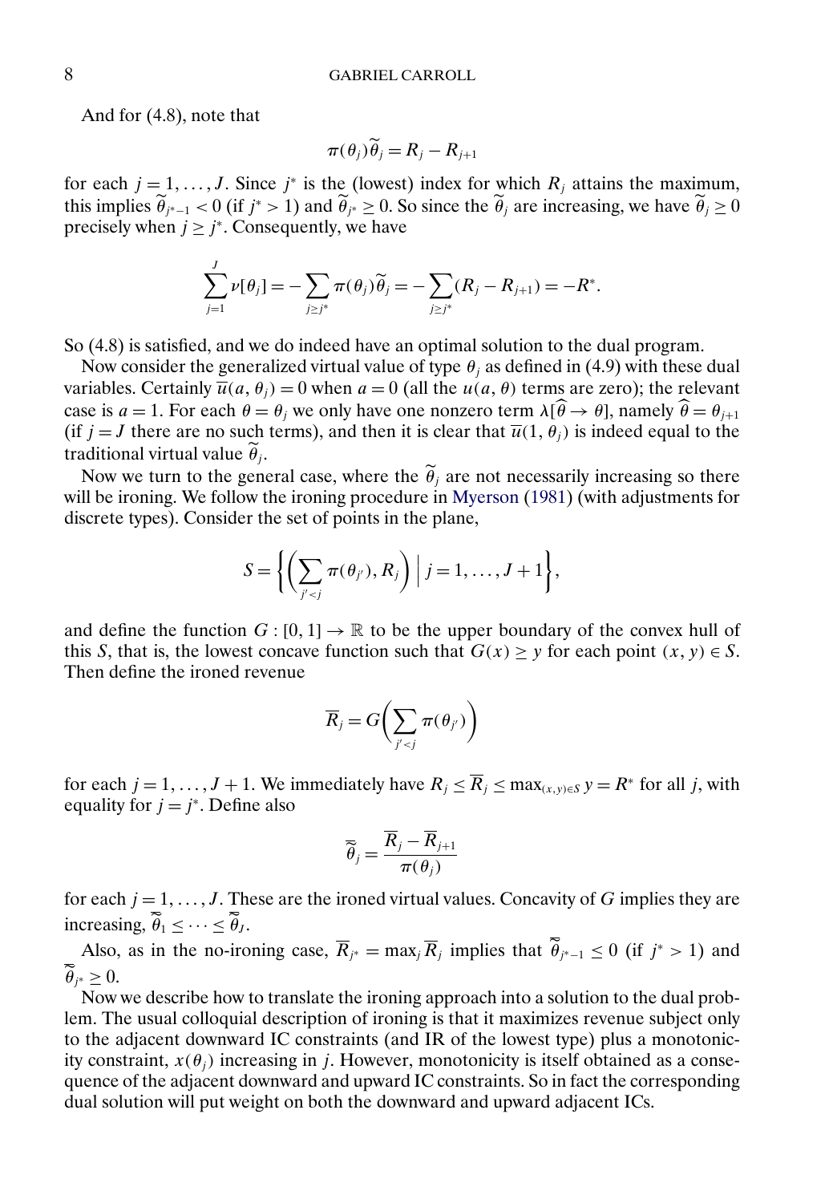And for (4.8), note that

$$\pi(\theta_j)\widetilde{\theta}_j = R_j - R_{j+1}$$

for each $j = 1, \dots, J$. Since $j^*$ is the (lowest) index for which $R_j$ attains the maximum, this implies $\widetilde{\theta}_{j^*-1} < 0$ (if $j^* > 1$) and $\widetilde{\theta}_{j^*} \geq 0$. So since the $\widetilde{\theta}_j$ are increasing, we have $\widetilde{\theta}_j \geq 0$ precisely when $j \geq j^*$. Consequently, we have

$$\sum_{j=1}^{J} \nu[\theta_j] = -\sum_{j \geq j^*} \pi(\theta_j)\widetilde{\theta}_j = -\sum_{j \geq j^*}(R_j - R_{j+1}) = -R^*.$$

So (4.8) is satisfied, and we do indeed have an optimal solution to the dual program.

Now consider the generalized virtual value of type $\theta_j$ as defined in (4.9) with these dual variables. Certainly $\overline{u}(a, \theta_j) = 0$ when $a = 0$ (all the $u(a, \theta)$ terms are zero); the relevant case is $a = 1$. For each $\theta = \theta_j$ we only have one nonzero term $\lambda[\widehat{\theta} \to \theta]$, namely $\widehat{\theta} = \theta_{j+1}$ (if $j = J$ there are no such terms), and then it is clear that $\overline{u}(1, \theta_j)$ is indeed equal to the traditional virtual value $\widetilde{\theta}_j$.

Now we turn to the general case, where the $\widetilde{\theta}_j$ are not necessarily increasing so there will be ironing. We follow the ironing procedure in Myerson (1981) (with adjustments for discrete types). Consider the set of points in the plane,

$$S = \left\{ \left( \sum_{j' < j} \pi(\theta_{j'}), R_j \right) \,\middle|\, j = 1, \dots, J+1 \right\},$$

and define the function $G : [0, 1] \to \mathbb{R}$ to be the upper boundary of the convex hull of this $S$, that is, the lowest concave function such that $G(x) \geq y$ for each point $(x, y) \in S$. Then define the ironed revenue

$$\overline{R}_j = G\left( \sum_{j' < j} \pi(\theta_{j'}) \right)$$

for each $j = 1, \dots, J+1$. We immediately have $R_j \leq \overline{R}_j \leq \max_{(x,y) \in S} y = R^*$ for all $j$, with equality for $j = j^*$. Define also

$$\overline{\widetilde{\theta}}_j = \frac{\overline{R}_j - \overline{R}_{j+1}}{\pi(\theta_j)}$$

for each $j = 1, \dots, J$. These are the ironed virtual values. Concavity of $G$ implies they are increasing, $\overline{\widetilde{\theta}}_1 \leq \dots \leq \overline{\widetilde{\theta}}_J$.

Also, as in the no-ironing case, $\overline{R}_{j^*} = \max_j \overline{R}_j$ implies that $\overline{\widetilde{\theta}}_{j^*-1} \leq 0$ (if $j^* > 1$) and $\overline{\widetilde{\theta}}_{j^*} \geq 0$.

Now we describe how to translate the ironing approach into a solution to the dual problem. The usual colloquial description of ironing is that it maximizes revenue subject only to the adjacent downward IC constraints (and IR of the lowest type) plus a monotonicity constraint, $x(\theta_j)$ increasing in $j$. However, monotonicity is itself obtained as a consequence of the adjacent downward and upward IC constraints. So in fact the corresponding dual solution will put weight on both the downward and upward adjacent ICs.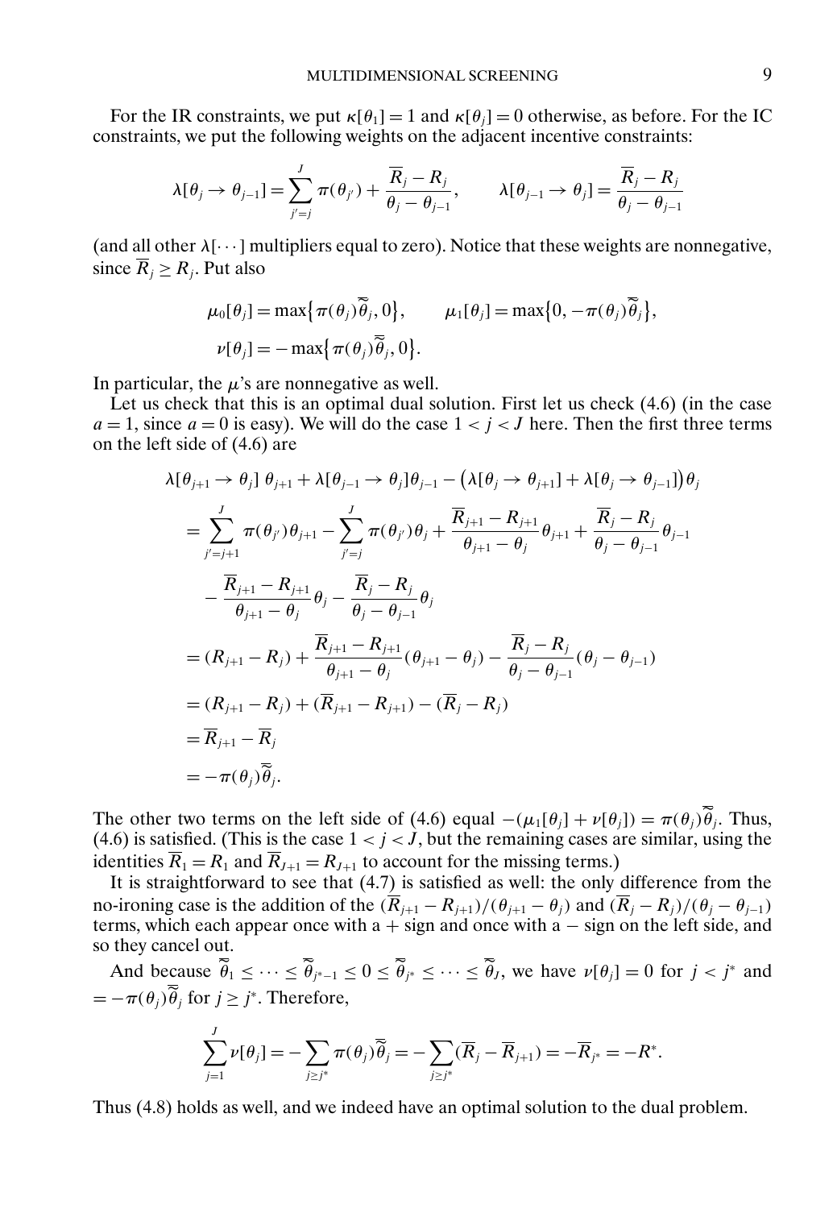For the IR constraints, we put $\kappa[\theta_1] = 1$ and $\kappa[\theta_j] = 0$ otherwise, as before. For the IC constraints, we put the following weights on the adjacent incentive constraints:

$$\lambda[\theta_j \to \theta_{j-1}] = \sum_{j'=j}^{J} \pi(\theta_{j'}) + \frac{\overline{R}_j - R_j}{\theta_j - \theta_{j-1}}, \qquad \lambda[\theta_{j-1} \to \theta_j] = \frac{\overline{R}_j - R_j}{\theta_j - \theta_{j-1}}$$

(and all other $\lambda[\cdots]$ multipliers equal to zero). Notice that these weights are nonnegative, since $\overline{R}_j \geq R_j$. Put also

$$\mu_0[\theta_j] = \max\{\pi(\theta_j)\overline{\overline{\theta}}_j, 0\}, \qquad \mu_1[\theta_j] = \max\{0, -\pi(\theta_j)\overline{\overline{\theta}}_j\},$$
$$\nu[\theta_j] = -\max\{\pi(\theta_j)\overline{\overline{\theta}}_j, 0\}.$$

In particular, the $\mu$'s are nonnegative as well.

Let us check that this is an optimal dual solution. First let us check (4.6) (in the case $a = 1$, since $a = 0$ is easy). We will do the case $1 < j < J$ here. Then the first three terms on the left side of (4.6) are

$$\begin{aligned}
&\lambda[\theta_{j+1} \to \theta_j]\, \theta_{j+1} + \lambda[\theta_{j-1} \to \theta_j]\theta_{j-1} - \big(\lambda[\theta_j \to \theta_{j+1}] + \lambda[\theta_j \to \theta_{j-1}]\big)\theta_j \\
&= \sum_{j'=j+1}^{J} \pi(\theta_{j'})\theta_{j+1} - \sum_{j'=j}^{J} \pi(\theta_{j'})\theta_j + \frac{\overline{R}_{j+1} - R_{j+1}}{\theta_{j+1} - \theta_j}\theta_{j+1} + \frac{\overline{R}_j - R_j}{\theta_j - \theta_{j-1}}\theta_{j-1} \\
&\quad - \frac{\overline{R}_{j+1} - R_{j+1}}{\theta_{j+1} - \theta_j}\theta_j - \frac{\overline{R}_j - R_j}{\theta_j - \theta_{j-1}}\theta_j \\
&= (R_{j+1} - R_j) + \frac{\overline{R}_{j+1} - R_{j+1}}{\theta_{j+1} - \theta_j}(\theta_{j+1} - \theta_j) - \frac{\overline{R}_j - R_j}{\theta_j - \theta_{j-1}}(\theta_j - \theta_{j-1}) \\
&= (R_{j+1} - R_j) + (\overline{R}_{j+1} - R_{j+1}) - (\overline{R}_j - R_j) \\
&= \overline{R}_{j+1} - \overline{R}_j \\
&= -\pi(\theta_j)\overline{\overline{\theta}}_j.
\end{aligned}$$

The other two terms on the left side of (4.6) equal $-(\mu_1[\theta_j] + \nu[\theta_j]) = \pi(\theta_j)\overline{\overline{\theta}}_j$. Thus, (4.6) is satisfied. (This is the case $1 < j < J$, but the remaining cases are similar, using the identities $\overline{R}_1 = R_1$ and $\overline{R}_{J+1} = R_{J+1}$ to account for the missing terms.)

It is straightforward to see that (4.7) is satisfied as well: the only difference from the no-ironing case is the addition of the $(\overline{R}_{j+1} - R_{j+1})/(\theta_{j+1} - \theta_j)$ and $(\overline{R}_j - R_j)/(\theta_j - \theta_{j-1})$ terms, which each appear once with a $+$ sign and once with a $-$ sign on the left side, and so they cancel out.

And because $\overline{\overline{\theta}}_1 \leq \cdots \leq \overline{\overline{\theta}}_{j^*-1} \leq 0 \leq \overline{\overline{\theta}}_{j^*} \leq \cdots \leq \overline{\overline{\theta}}_J$, we have $\nu[\theta_j] = 0$ for $j < j^*$ and $= -\pi(\theta_j)\overline{\overline{\theta}}_j$ for $j \geq j^*$. Therefore,

$$\sum_{j=1}^{J} \nu[\theta_j] = -\sum_{j \geq j^*} \pi(\theta_j)\overline{\overline{\theta}}_j = -\sum_{j \geq j^*} (\overline{R}_j - \overline{R}_{j+1}) = -\overline{R}_{j^*} = -R^*.$$

Thus (4.8) holds as well, and we indeed have an optimal solution to the dual problem.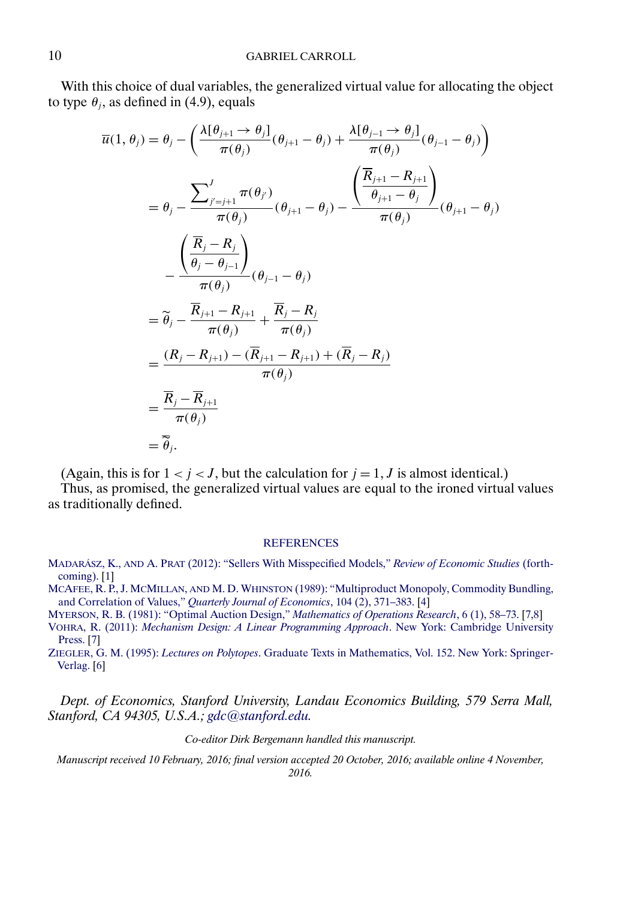With this choice of dual variables, the generalized virtual value for allocating the object to type $\theta_j$, as defined in (4.9), equals

$$
\begin{aligned}
\overline{u}(1, \theta_j) &= \theta_j - \left( \frac{\lambda[\theta_{j+1} \to \theta_j]}{\pi(\theta_j)}(\theta_{j+1} - \theta_j) + \frac{\lambda[\theta_{j-1} \to \theta_j]}{\pi(\theta_j)}(\theta_{j-1} - \theta_j) \right) \\
&= \theta_j - \frac{\sum_{j'=j+1}^{J} \pi(\theta_{j'})}{\pi(\theta_j)}(\theta_{j+1} - \theta_j) - \frac{\left( \dfrac{\overline{R}_{j+1} - R_{j+1}}{\theta_{j+1} - \theta_j} \right)}{\pi(\theta_j)}(\theta_{j+1} - \theta_j) \\
&\quad - \frac{\left( \dfrac{\overline{R}_j - R_j}{\theta_j - \theta_{j-1}} \right)}{\pi(\theta_j)}(\theta_{j-1} - \theta_j) \\
&= \widetilde{\theta}_j - \frac{\overline{R}_{j+1} - R_{j+1}}{\pi(\theta_j)} + \frac{\overline{R}_j - R_j}{\pi(\theta_j)} \\
&= \frac{(R_j - R_{j+1}) - (\overline{R}_{j+1} - R_{j+1}) + (\overline{R}_j - R_j)}{\pi(\theta_j)} \\
&= \frac{\overline{R}_j - \overline{R}_{j+1}}{\pi(\theta_j)} \\
&= \overline{\widetilde{\theta}}_j.
\end{aligned}
$$

(Again, this is for $1 < j < J$, but the calculation for $j = 1, J$ is almost identical.)

Thus, as promised, the generalized virtual values are equal to the ironed virtual values as traditionally defined.

## REFERENCES

MADARÁSZ, K., AND A. PRAT (2012): "Sellers With Misspecified Models," *Review of Economic Studies* (forthcoming). [1]

MCAFEE, R. P., J. MCMILLAN, AND M. D. WHINSTON (1989): "Multiproduct Monopoly, Commodity Bundling, and Correlation of Values," *Quarterly Journal of Economics*, 104 (2), 371–383. [4]

MYERSON, R. B. (1981): "Optimal Auction Design," *Mathematics of Operations Research*, 6 (1), 58–73. [7,8]

VOHRA, R. (2011): *Mechanism Design: A Linear Programming Approach*. New York: Cambridge University Press. [7]

ZIEGLER, G. M. (1995): *Lectures on Polytopes*. Graduate Texts in Mathematics, Vol. 152. New York: Springer-Verlag. [6]

*Dept. of Economics, Stanford University, Landau Economics Building, 579 Serra Mall, Stanford, CA 94305, U.S.A.; gdc@stanford.edu.*

*Co-editor Dirk Bergemann handled this manuscript.*

*Manuscript received 10 February, 2016; final version accepted 20 October, 2016; available online 4 November, 2016.*